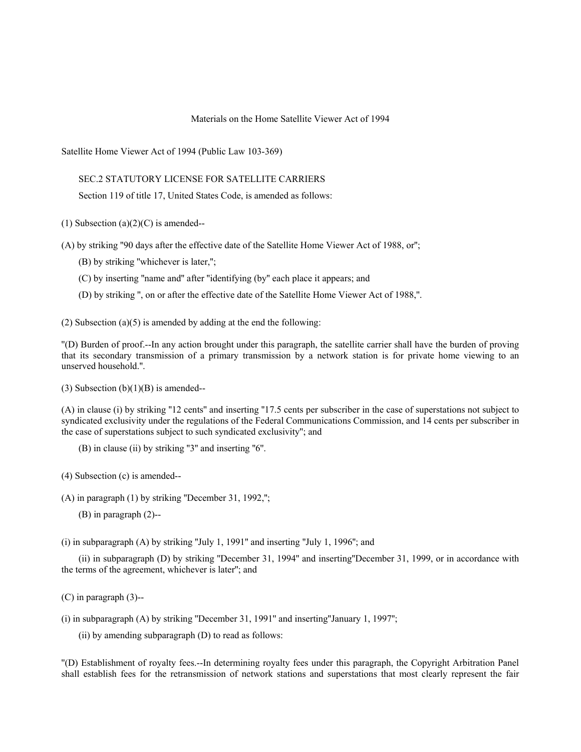Materials on the Home Satellite Viewer Act of 1994

Satellite Home Viewer Act of 1994 (Public Law 103-369)

SEC.2 STATUTORY LICENSE FOR SATELLITE CARRIERS

Section 119 of title 17, United States Code, is amended as follows:

(1) Subsection (a)(2)(C) is amended--

(A) by striking "90 days after the effective date of the Satellite Home Viewer Act of 1988, or";

(B) by striking "whichever is later,";

(C) by inserting "name and" after "identifying (by" each place it appears; and

(D) by striking ", on or after the effective date of the Satellite Home Viewer Act of 1988,".

(2) Subsection (a)(5) is amended by adding at the end the following:

"(D) Burden of proof.--In any action brought under this paragraph, the satellite carrier shall have the burden of proving that its secondary transmission of a primary transmission by a network station is for private home viewing to an unserved household.".

(3) Subsection (b)(1)(B) is amended--

(A) in clause (i) by striking "12 cents" and inserting "17.5 cents per subscriber in the case of superstations not subject to syndicated exclusivity under the regulations of the Federal Communications Commission, and 14 cents per subscriber in the case of superstations subject to such syndicated exclusivity"; and

(B) in clause (ii) by striking "3" and inserting "6".

(4) Subsection (c) is amended--

(A) in paragraph (1) by striking "December 31, 1992,";

(B) in paragraph (2)--

(i) in subparagraph (A) by striking "July 1, 1991" and inserting "July 1, 1996"; and

(ii) in subparagraph (D) by striking "December 31, 1994" and inserting"December 31, 1999, or in accordance with the terms of the agreement, whichever is later"; and

(C) in paragraph (3)--

(i) in subparagraph (A) by striking "December 31, 1991" and inserting"January 1, 1997";

(ii) by amending subparagraph (D) to read as follows:

"(D) Establishment of royalty fees.--In determining royalty fees under this paragraph, the Copyright Arbitration Panel shall establish fees for the retransmission of network stations and superstations that most clearly represent the fair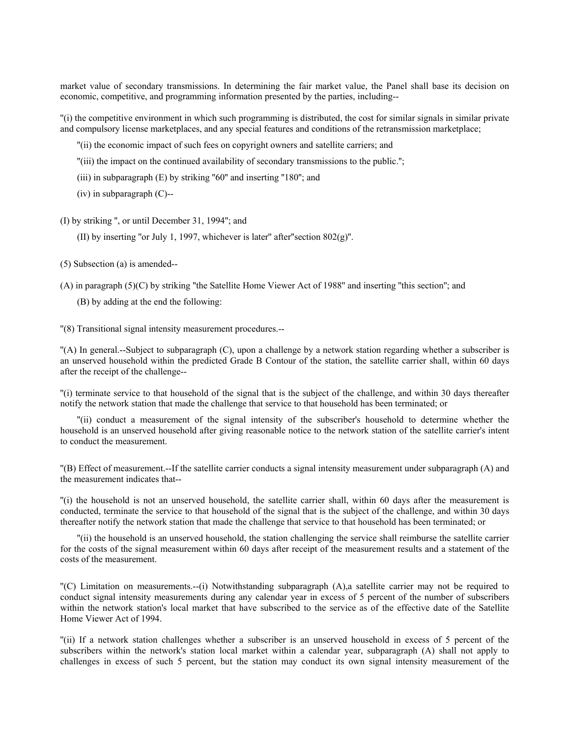market value of secondary transmissions. In determining the fair market value, the Panel shall base its decision on economic, competitive, and programming information presented by the parties, including--

"(i) the competitive environment in which such programming is distributed, the cost for similar signals in similar private and compulsory license marketplaces, and any special features and conditions of the retransmission marketplace;

"(ii) the economic impact of such fees on copyright owners and satellite carriers; and

"(iii) the impact on the continued availability of secondary transmissions to the public.";

(iii) in subparagraph (E) by striking "60" and inserting "180"; and

(iv) in subparagraph (C)--

(I) by striking ", or until December 31, 1994"; and

(II) by inserting "or July 1, 1997, whichever is later" after"section 802(g)".

(5) Subsection (a) is amended--

(A) in paragraph (5)(C) by striking "the Satellite Home Viewer Act of 1988" and inserting "this section"; and

(B) by adding at the end the following:

"(8) Transitional signal intensity measurement procedures.--

"(A) In general.--Subject to subparagraph (C), upon a challenge by a network station regarding whether a subscriber is an unserved household within the predicted Grade B Contour of the station, the satellite carrier shall, within 60 days after the receipt of the challenge--

"(i) terminate service to that household of the signal that is the subject of the challenge, and within 30 days thereafter notify the network station that made the challenge that service to that household has been terminated; or

"(ii) conduct a measurement of the signal intensity of the subscriber's household to determine whether the household is an unserved household after giving reasonable notice to the network station of the satellite carrier's intent to conduct the measurement.

"(B) Effect of measurement.--If the satellite carrier conducts a signal intensity measurement under subparagraph (A) and the measurement indicates that--

"(i) the household is not an unserved household, the satellite carrier shall, within 60 days after the measurement is conducted, terminate the service to that household of the signal that is the subject of the challenge, and within 30 days thereafter notify the network station that made the challenge that service to that household has been terminated; or

"(ii) the household is an unserved household, the station challenging the service shall reimburse the satellite carrier for the costs of the signal measurement within 60 days after receipt of the measurement results and a statement of the costs of the measurement.

"(C) Limitation on measurements.--(i) Notwithstanding subparagraph (A),a satellite carrier may not be required to conduct signal intensity measurements during any calendar year in excess of 5 percent of the number of subscribers within the network station's local market that have subscribed to the service as of the effective date of the Satellite Home Viewer Act of 1994.

"(ii) If a network station challenges whether a subscriber is an unserved household in excess of 5 percent of the subscribers within the network's station local market within a calendar year, subparagraph (A) shall not apply to challenges in excess of such 5 percent, but the station may conduct its own signal intensity measurement of the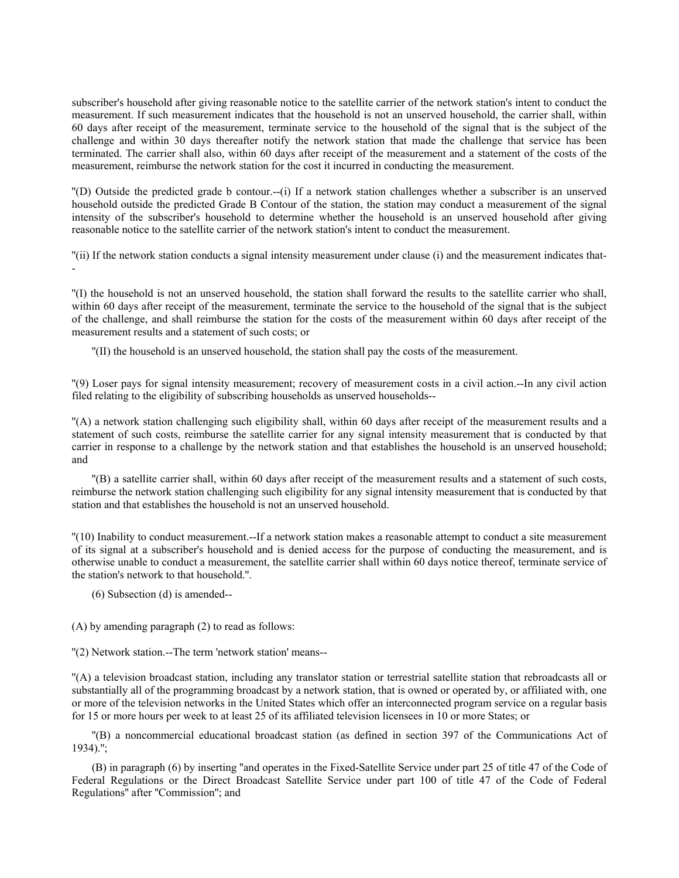subscriber's household after giving reasonable notice to the satellite carrier of the network station's intent to conduct the measurement. If such measurement indicates that the household is not an unserved household, the carrier shall, within 60 days after receipt of the measurement, terminate service to the household of the signal that is the subject of the challenge and within 30 days thereafter notify the network station that made the challenge that service has been terminated. The carrier shall also, within 60 days after receipt of the measurement and a statement of the costs of the measurement, reimburse the network station for the cost it incurred in conducting the measurement.

''(D) Outside the predicted grade b contour.--(i) If a network station challenges whether a subscriber is an unserved household outside the predicted Grade B Contour of the station, the station may conduct a measurement of the signal intensity of the subscriber's household to determine whether the household is an unserved household after giving reasonable notice to the satellite carrier of the network station's intent to conduct the measurement.

''(ii) If the network station conducts a signal intensity measurement under clause (i) and the measurement indicates that--

''(I) the household is not an unserved household, the station shall forward the results to the satellite carrier who shall, within 60 days after receipt of the measurement, terminate the service to the household of the signal that is the subject of the challenge, and shall reimburse the station for the costs of the measurement within 60 days after receipt of the measurement results and a statement of such costs; or

''(II) the household is an unserved household, the station shall pay the costs of the measurement.

''(9) Loser pays for signal intensity measurement; recovery of measurement costs in a civil action.--In any civil action filed relating to the eligibility of subscribing households as unserved households--

''(A) a network station challenging such eligibility shall, within 60 days after receipt of the measurement results and a statement of such costs, reimburse the satellite carrier for any signal intensity measurement that is conducted by that carrier in response to a challenge by the network station and that establishes the household is an unserved household; and

''(B) a satellite carrier shall, within 60 days after receipt of the measurement results and a statement of such costs, reimburse the network station challenging such eligibility for any signal intensity measurement that is conducted by that station and that establishes the household is not an unserved household.

''(10) Inability to conduct measurement.--If a network station makes a reasonable attempt to conduct a site measurement of its signal at a subscriber's household and is denied access for the purpose of conducting the measurement, and is otherwise unable to conduct a measurement, the satellite carrier shall within 60 days notice thereof, terminate service of the station's network to that household.''.

(6) Subsection (d) is amended--

(A) by amending paragraph (2) to read as follows:

''(2) Network station.--The term 'network station' means--

''(A) a television broadcast station, including any translator station or terrestrial satellite station that rebroadcasts all or substantially all of the programming broadcast by a network station, that is owned or operated by, or affiliated with, one or more of the television networks in the United States which offer an interconnected program service on a regular basis for 15 or more hours per week to at least 25 of its affiliated television licensees in 10 or more States; or

''(B) a noncommercial educational broadcast station (as defined in section 397 of the Communications Act of 1934).'';

(B) in paragraph (6) by inserting ''and operates in the Fixed-Satellite Service under part 25 of title 47 of the Code of Federal Regulations or the Direct Broadcast Satellite Service under part 100 of title 47 of the Code of Federal Regulations'' after ''Commission''; and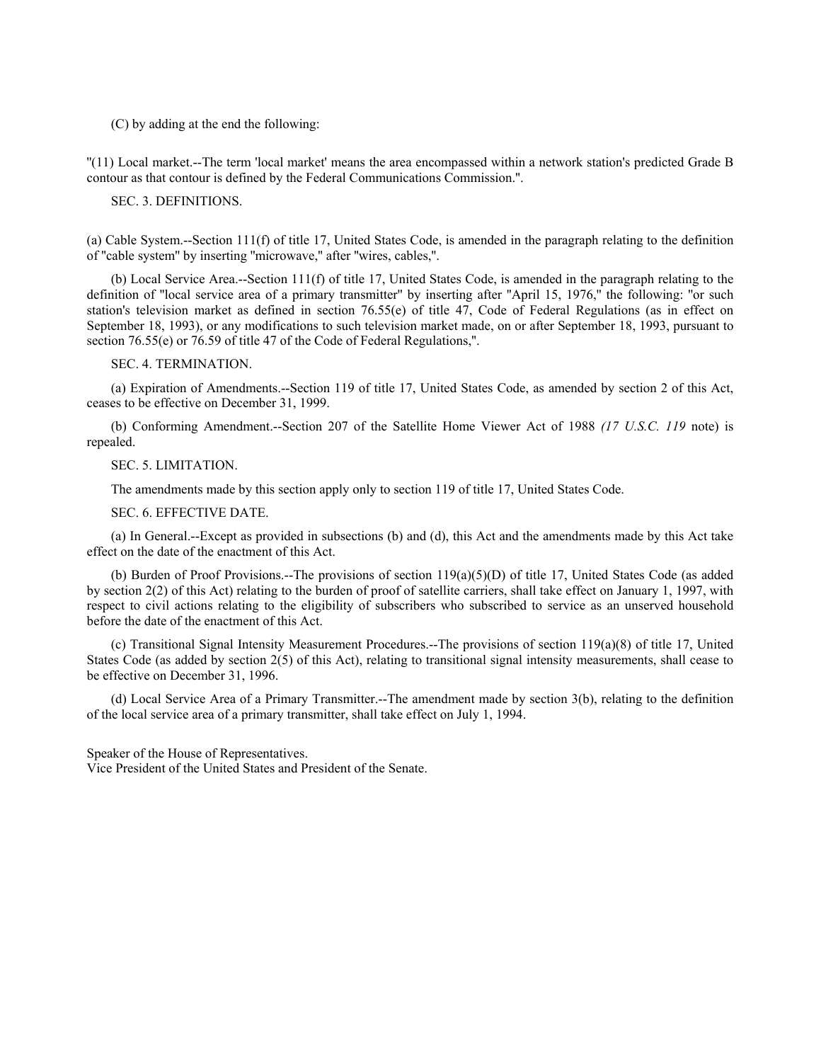(C) by adding at the end the following:

"(11) Local market.--The term 'local market' means the area encompassed within a network station's predicted Grade B contour as that contour is defined by the Federal Communications Commission.".

SEC. 3. DEFINITIONS.

(a) Cable System.--Section 111(f) of title 17, United States Code, is amended in the paragraph relating to the definition of "cable system" by inserting "microwave," after "wires, cables,".

(b) Local Service Area.--Section 111(f) of title 17, United States Code, is amended in the paragraph relating to the definition of "local service area of a primary transmitter" by inserting after "April 15, 1976," the following: "or such station's television market as defined in section 76.55(e) of title 47, Code of Federal Regulations (as in effect on September 18, 1993), or any modifications to such television market made, on or after September 18, 1993, pursuant to section 76.55(e) or 76.59 of title 47 of the Code of Federal Regulations,".

SEC. 4. TERMINATION.

(a) Expiration of Amendments.--Section 119 of title 17, United States Code, as amended by section 2 of this Act, ceases to be effective on December 31, 1999.

(b) Conforming Amendment.--Section 207 of the Satellite Home Viewer Act of 1988 *(17 U.S.C. 119* note) is repealed.

SEC. 5. LIMITATION.

The amendments made by this section apply only to section 119 of title 17, United States Code.

SEC. 6. EFFECTIVE DATE.

(a) In General.--Except as provided in subsections (b) and (d), this Act and the amendments made by this Act take effect on the date of the enactment of this Act.

(b) Burden of Proof Provisions.--The provisions of section 119(a)(5)(D) of title 17, United States Code (as added by section 2(2) of this Act) relating to the burden of proof of satellite carriers, shall take effect on January 1, 1997, with respect to civil actions relating to the eligibility of subscribers who subscribed to service as an unserved household before the date of the enactment of this Act.

(c) Transitional Signal Intensity Measurement Procedures.--The provisions of section 119(a)(8) of title 17, United States Code (as added by section 2(5) of this Act), relating to transitional signal intensity measurements, shall cease to be effective on December 31, 1996.

(d) Local Service Area of a Primary Transmitter.--The amendment made by section 3(b), relating to the definition of the local service area of a primary transmitter, shall take effect on July 1, 1994.

Speaker of the House of Representatives.
Vice President of the United States and President of the Senate.